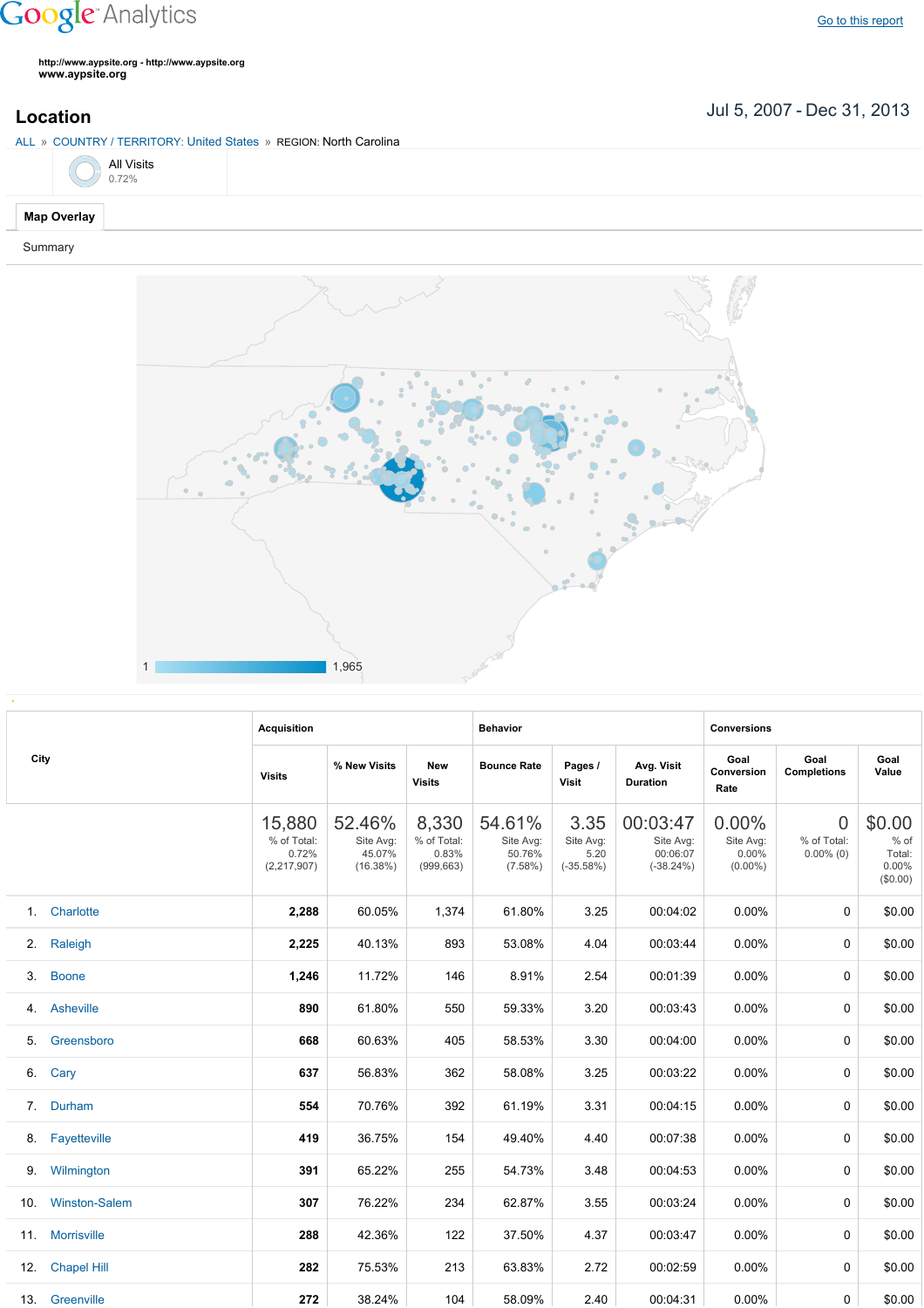Google Analytics

Go to this report

http://www.aypsite.org - http://www.aypsite.org
www.aypsite.org

## Location

Jul 5, 2007 - Dec 31, 2013

ALL » COUNTRY / TERRITORY: United States » REGION: North Carolina

All Visits
0.72%

Map Overlay

Summary

1 — 1,965

| City | Acquisition | | | Behavior | | | Conversions | | |
|---|---|---|---|---|---|---|---|---|---|
| | Visits | % New Visits | New Visits | Bounce Rate | Pages / Visit | Avg. Visit Duration | Goal Conversion Rate | Goal Completions | Goal Value |
| | 15,880 % of Total: 0.72% (2,217,907) | 52.46% Site Avg: 45.07% (16.38%) | 8,330 % of Total: 0.83% (999,663) | 54.61% Site Avg: 50.76% (7.58%) | 3.35 Site Avg: 5.20 (-35.58%) | 00:03:47 Site Avg: 00:06:07 (-38.24%) | 0.00% Site Avg: 0.00% (0.00%) | 0 % of Total: 0.00% (0) | $0.00 % of Total: 0.00% ($0.00) |
| 1. Charlotte | 2,288 | 60.05% | 1,374 | 61.80% | 3.25 | 00:04:02 | 0.00% | 0 | $0.00 |
| 2. Raleigh | 2,225 | 40.13% | 893 | 53.08% | 4.04 | 00:03:44 | 0.00% | 0 | $0.00 |
| 3. Boone | 1,246 | 11.72% | 146 | 8.91% | 2.54 | 00:01:39 | 0.00% | 0 | $0.00 |
| 4. Asheville | 890 | 61.80% | 550 | 59.33% | 3.20 | 00:03:43 | 0.00% | 0 | $0.00 |
| 5. Greensboro | 668 | 60.63% | 405 | 58.53% | 3.30 | 00:04:00 | 0.00% | 0 | $0.00 |
| 6. Cary | 637 | 56.83% | 362 | 58.08% | 3.25 | 00:03:22 | 0.00% | 0 | $0.00 |
| 7. Durham | 554 | 70.76% | 392 | 61.19% | 3.31 | 00:04:15 | 0.00% | 0 | $0.00 |
| 8. Fayetteville | 419 | 36.75% | 154 | 49.40% | 4.40 | 00:07:38 | 0.00% | 0 | $0.00 |
| 9. Wilmington | 391 | 65.22% | 255 | 54.73% | 3.48 | 00:04:53 | 0.00% | 0 | $0.00 |
| 10. Winston-Salem | 307 | 76.22% | 234 | 62.87% | 3.55 | 00:03:24 | 0.00% | 0 | $0.00 |
| 11. Morrisville | 288 | 42.36% | 122 | 37.50% | 4.37 | 00:03:47 | 0.00% | 0 | $0.00 |
| 12. Chapel Hill | 282 | 75.53% | 213 | 63.83% | 2.72 | 00:02:59 | 0.00% | 0 | $0.00 |
| 13. Greenville | 272 | 38.24% | 104 | 58.09% | 2.40 | 00:04:31 | 0.00% | 0 | $0.00 |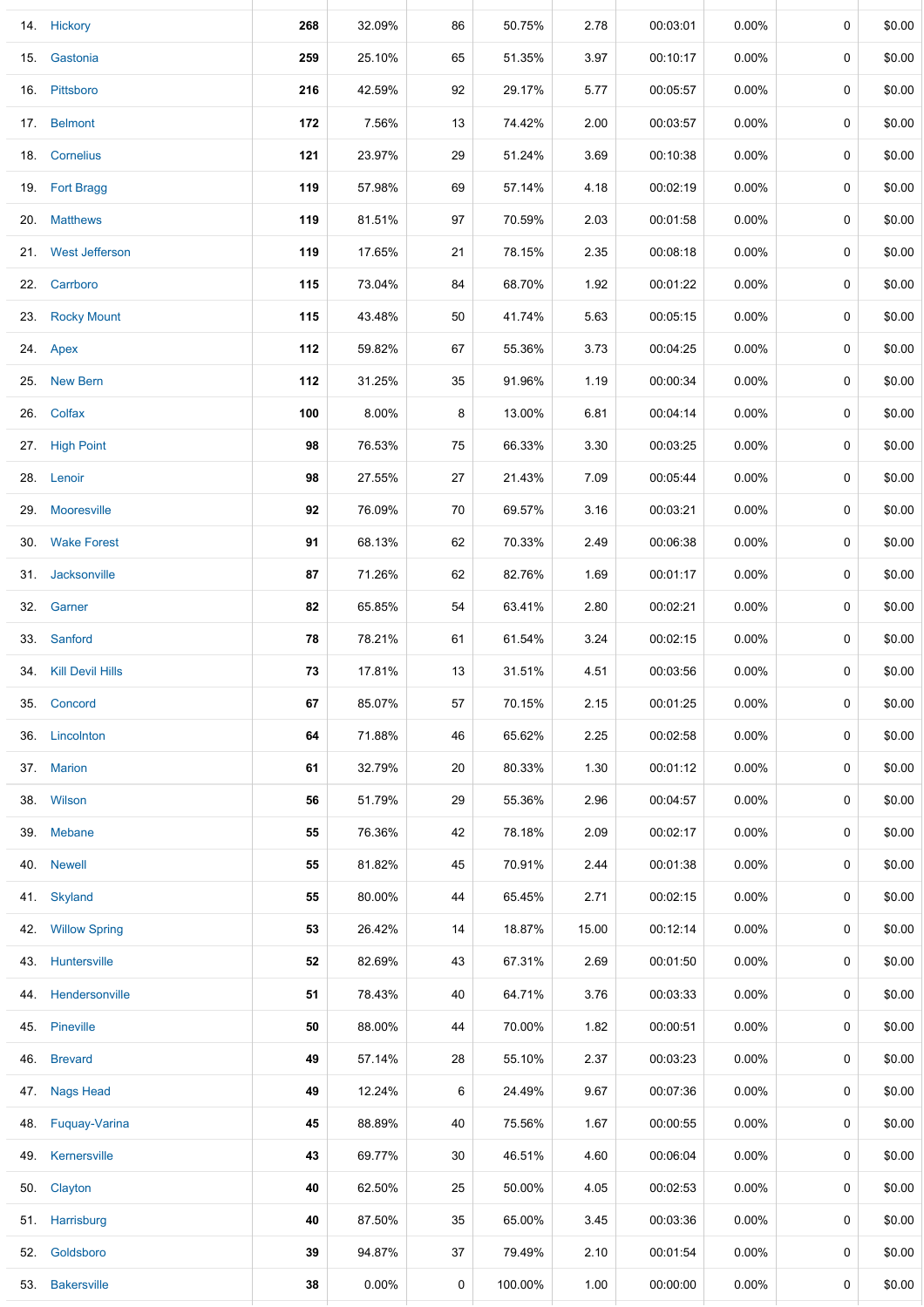| | | | | | | | | | | |
|---|---|---|---|---|---|---|---|---|---|---|
| 14. | Hickory | **268** | 32.09% | 86 | 50.75% | 2.78 | 00:03:01 | 0.00% | 0 | $0.00 |
| 15. | Gastonia | **259** | 25.10% | 65 | 51.35% | 3.97 | 00:10:17 | 0.00% | 0 | $0.00 |
| 16. | Pittsboro | **216** | 42.59% | 92 | 29.17% | 5.77 | 00:05:57 | 0.00% | 0 | $0.00 |
| 17. | Belmont | **172** | 7.56% | 13 | 74.42% | 2.00 | 00:03:57 | 0.00% | 0 | $0.00 |
| 18. | Cornelius | **121** | 23.97% | 29 | 51.24% | 3.69 | 00:10:38 | 0.00% | 0 | $0.00 |
| 19. | Fort Bragg | **119** | 57.98% | 69 | 57.14% | 4.18 | 00:02:19 | 0.00% | 0 | $0.00 |
| 20. | Matthews | **119** | 81.51% | 97 | 70.59% | 2.03 | 00:01:58 | 0.00% | 0 | $0.00 |
| 21. | West Jefferson | **119** | 17.65% | 21 | 78.15% | 2.35 | 00:08:18 | 0.00% | 0 | $0.00 |
| 22. | Carrboro | **115** | 73.04% | 84 | 68.70% | 1.92 | 00:01:22 | 0.00% | 0 | $0.00 |
| 23. | Rocky Mount | **115** | 43.48% | 50 | 41.74% | 5.63 | 00:05:15 | 0.00% | 0 | $0.00 |
| 24. | Apex | **112** | 59.82% | 67 | 55.36% | 3.73 | 00:04:25 | 0.00% | 0 | $0.00 |
| 25. | New Bern | **112** | 31.25% | 35 | 91.96% | 1.19 | 00:00:34 | 0.00% | 0 | $0.00 |
| 26. | Colfax | **100** | 8.00% | 8 | 13.00% | 6.81 | 00:04:14 | 0.00% | 0 | $0.00 |
| 27. | High Point | **98** | 76.53% | 75 | 66.33% | 3.30 | 00:03:25 | 0.00% | 0 | $0.00 |
| 28. | Lenoir | **98** | 27.55% | 27 | 21.43% | 7.09 | 00:05:44 | 0.00% | 0 | $0.00 |
| 29. | Mooresville | **92** | 76.09% | 70 | 69.57% | 3.16 | 00:03:21 | 0.00% | 0 | $0.00 |
| 30. | Wake Forest | **91** | 68.13% | 62 | 70.33% | 2.49 | 00:06:38 | 0.00% | 0 | $0.00 |
| 31. | Jacksonville | **87** | 71.26% | 62 | 82.76% | 1.69 | 00:01:17 | 0.00% | 0 | $0.00 |
| 32. | Garner | **82** | 65.85% | 54 | 63.41% | 2.80 | 00:02:21 | 0.00% | 0 | $0.00 |
| 33. | Sanford | **78** | 78.21% | 61 | 61.54% | 3.24 | 00:02:15 | 0.00% | 0 | $0.00 |
| 34. | Kill Devil Hills | **73** | 17.81% | 13 | 31.51% | 4.51 | 00:03:56 | 0.00% | 0 | $0.00 |
| 35. | Concord | **67** | 85.07% | 57 | 70.15% | 2.15 | 00:01:25 | 0.00% | 0 | $0.00 |
| 36. | Lincolnton | **64** | 71.88% | 46 | 65.62% | 2.25 | 00:02:58 | 0.00% | 0 | $0.00 |
| 37. | Marion | **61** | 32.79% | 20 | 80.33% | 1.30 | 00:01:12 | 0.00% | 0 | $0.00 |
| 38. | Wilson | **56** | 51.79% | 29 | 55.36% | 2.96 | 00:04:57 | 0.00% | 0 | $0.00 |
| 39. | Mebane | **55** | 76.36% | 42 | 78.18% | 2.09 | 00:02:17 | 0.00% | 0 | $0.00 |
| 40. | Newell | **55** | 81.82% | 45 | 70.91% | 2.44 | 00:01:38 | 0.00% | 0 | $0.00 |
| 41. | Skyland | **55** | 80.00% | 44 | 65.45% | 2.71 | 00:02:15 | 0.00% | 0 | $0.00 |
| 42. | Willow Spring | **53** | 26.42% | 14 | 18.87% | 15.00 | 00:12:14 | 0.00% | 0 | $0.00 |
| 43. | Huntersville | **52** | 82.69% | 43 | 67.31% | 2.69 | 00:01:50 | 0.00% | 0 | $0.00 |
| 44. | Hendersonville | **51** | 78.43% | 40 | 64.71% | 3.76 | 00:03:33 | 0.00% | 0 | $0.00 |
| 45. | Pineville | **50** | 88.00% | 44 | 70.00% | 1.82 | 00:00:51 | 0.00% | 0 | $0.00 |
| 46. | Brevard | **49** | 57.14% | 28 | 55.10% | 2.37 | 00:03:23 | 0.00% | 0 | $0.00 |
| 47. | Nags Head | **49** | 12.24% | 6 | 24.49% | 9.67 | 00:07:36 | 0.00% | 0 | $0.00 |
| 48. | Fuquay-Varina | **45** | 88.89% | 40 | 75.56% | 1.67 | 00:00:55 | 0.00% | 0 | $0.00 |
| 49. | Kernersville | **43** | 69.77% | 30 | 46.51% | 4.60 | 00:06:04 | 0.00% | 0 | $0.00 |
| 50. | Clayton | **40** | 62.50% | 25 | 50.00% | 4.05 | 00:02:53 | 0.00% | 0 | $0.00 |
| 51. | Harrisburg | **40** | 87.50% | 35 | 65.00% | 3.45 | 00:03:36 | 0.00% | 0 | $0.00 |
| 52. | Goldsboro | **39** | 94.87% | 37 | 79.49% | 2.10 | 00:01:54 | 0.00% | 0 | $0.00 |
| 53. | Bakersville | **38** | 0.00% | 0 | 100.00% | 1.00 | 00:00:00 | 0.00% | 0 | $0.00 |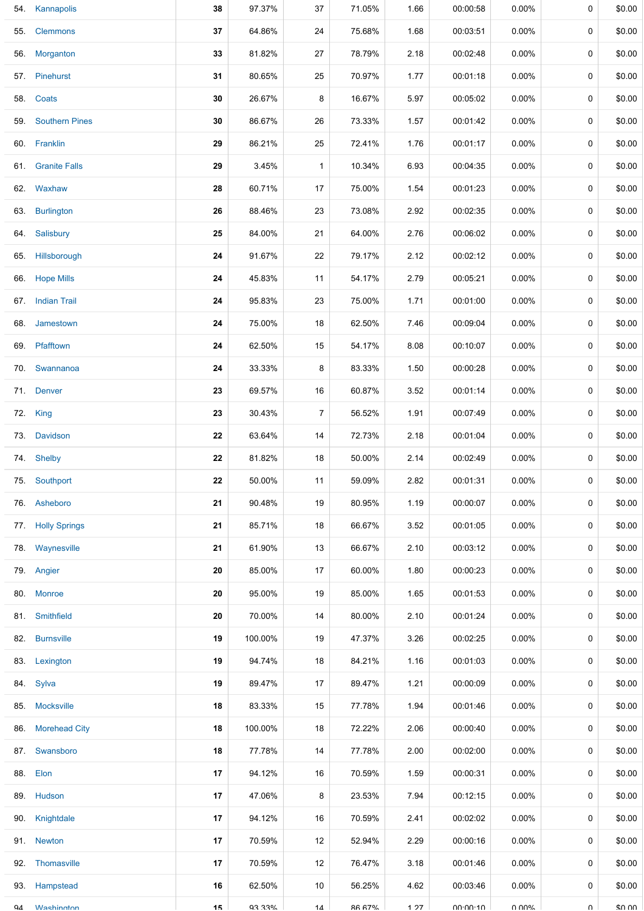| | | | | | | | | | |
|---|---|---|---|---|---|---|---|---|---|
| 54. | Kannapolis | **38** | 97.37% | 37 | 71.05% | 1.66 | 00:00:58 | 0.00% | 0 | $0.00 |
| 55. | Clemmons | **37** | 64.86% | 24 | 75.68% | 1.68 | 00:03:51 | 0.00% | 0 | $0.00 |
| 56. | Morganton | **33** | 81.82% | 27 | 78.79% | 2.18 | 00:02:48 | 0.00% | 0 | $0.00 |
| 57. | Pinehurst | **31** | 80.65% | 25 | 70.97% | 1.77 | 00:01:18 | 0.00% | 0 | $0.00 |
| 58. | Coats | **30** | 26.67% | 8 | 16.67% | 5.97 | 00:05:02 | 0.00% | 0 | $0.00 |
| 59. | Southern Pines | **30** | 86.67% | 26 | 73.33% | 1.57 | 00:01:42 | 0.00% | 0 | $0.00 |
| 60. | Franklin | **29** | 86.21% | 25 | 72.41% | 1.76 | 00:01:17 | 0.00% | 0 | $0.00 |
| 61. | Granite Falls | **29** | 3.45% | 1 | 10.34% | 6.93 | 00:04:35 | 0.00% | 0 | $0.00 |
| 62. | Waxhaw | **28** | 60.71% | 17 | 75.00% | 1.54 | 00:01:23 | 0.00% | 0 | $0.00 |
| 63. | Burlington | **26** | 88.46% | 23 | 73.08% | 2.92 | 00:02:35 | 0.00% | 0 | $0.00 |
| 64. | Salisbury | **25** | 84.00% | 21 | 64.00% | 2.76 | 00:06:02 | 0.00% | 0 | $0.00 |
| 65. | Hillsborough | **24** | 91.67% | 22 | 79.17% | 2.12 | 00:02:12 | 0.00% | 0 | $0.00 |
| 66. | Hope Mills | **24** | 45.83% | 11 | 54.17% | 2.79 | 00:05:21 | 0.00% | 0 | $0.00 |
| 67. | Indian Trail | **24** | 95.83% | 23 | 75.00% | 1.71 | 00:01:00 | 0.00% | 0 | $0.00 |
| 68. | Jamestown | **24** | 75.00% | 18 | 62.50% | 7.46 | 00:09:04 | 0.00% | 0 | $0.00 |
| 69. | Pfafftown | **24** | 62.50% | 15 | 54.17% | 8.08 | 00:10:07 | 0.00% | 0 | $0.00 |
| 70. | Swannanoa | **24** | 33.33% | 8 | 83.33% | 1.50 | 00:00:28 | 0.00% | 0 | $0.00 |
| 71. | Denver | **23** | 69.57% | 16 | 60.87% | 3.52 | 00:01:14 | 0.00% | 0 | $0.00 |
| 72. | King | **23** | 30.43% | 7 | 56.52% | 1.91 | 00:07:49 | 0.00% | 0 | $0.00 |
| 73. | Davidson | **22** | 63.64% | 14 | 72.73% | 2.18 | 00:01:04 | 0.00% | 0 | $0.00 |
| 74. | Shelby | **22** | 81.82% | 18 | 50.00% | 2.14 | 00:02:49 | 0.00% | 0 | $0.00 |
| 75. | Southport | **22** | 50.00% | 11 | 59.09% | 2.82 | 00:01:31 | 0.00% | 0 | $0.00 |
| 76. | Asheboro | **21** | 90.48% | 19 | 80.95% | 1.19 | 00:00:07 | 0.00% | 0 | $0.00 |
| 77. | Holly Springs | **21** | 85.71% | 18 | 66.67% | 3.52 | 00:01:05 | 0.00% | 0 | $0.00 |
| 78. | Waynesville | **21** | 61.90% | 13 | 66.67% | 2.10 | 00:03:12 | 0.00% | 0 | $0.00 |
| 79. | Angier | **20** | 85.00% | 17 | 60.00% | 1.80 | 00:00:23 | 0.00% | 0 | $0.00 |
| 80. | Monroe | **20** | 95.00% | 19 | 85.00% | 1.65 | 00:01:53 | 0.00% | 0 | $0.00 |
| 81. | Smithfield | **20** | 70.00% | 14 | 80.00% | 2.10 | 00:01:24 | 0.00% | 0 | $0.00 |
| 82. | Burnsville | **19** | 100.00% | 19 | 47.37% | 3.26 | 00:02:25 | 0.00% | 0 | $0.00 |
| 83. | Lexington | **19** | 94.74% | 18 | 84.21% | 1.16 | 00:01:03 | 0.00% | 0 | $0.00 |
| 84. | Sylva | **19** | 89.47% | 17 | 89.47% | 1.21 | 00:00:09 | 0.00% | 0 | $0.00 |
| 85. | Mocksville | **18** | 83.33% | 15 | 77.78% | 1.94 | 00:01:46 | 0.00% | 0 | $0.00 |
| 86. | Morehead City | **18** | 100.00% | 18 | 72.22% | 2.06 | 00:00:40 | 0.00% | 0 | $0.00 |
| 87. | Swansboro | **18** | 77.78% | 14 | 77.78% | 2.00 | 00:02:00 | 0.00% | 0 | $0.00 |
| 88. | Elon | **17** | 94.12% | 16 | 70.59% | 1.59 | 00:00:31 | 0.00% | 0 | $0.00 |
| 89. | Hudson | **17** | 47.06% | 8 | 23.53% | 7.94 | 00:12:15 | 0.00% | 0 | $0.00 |
| 90. | Knightdale | **17** | 94.12% | 16 | 70.59% | 2.41 | 00:02:02 | 0.00% | 0 | $0.00 |
| 91. | Newton | **17** | 70.59% | 12 | 52.94% | 2.29 | 00:00:16 | 0.00% | 0 | $0.00 |
| 92. | Thomasville | **17** | 70.59% | 12 | 76.47% | 3.18 | 00:01:46 | 0.00% | 0 | $0.00 |
| 93. | Hampstead | **16** | 62.50% | 10 | 56.25% | 4.62 | 00:03:46 | 0.00% | 0 | $0.00 |
| 94. | Washington | **15** | 93.33% | 14 | 86.67% | 1.27 | 00:00:10 | 0.00% | 0 | $0.00 |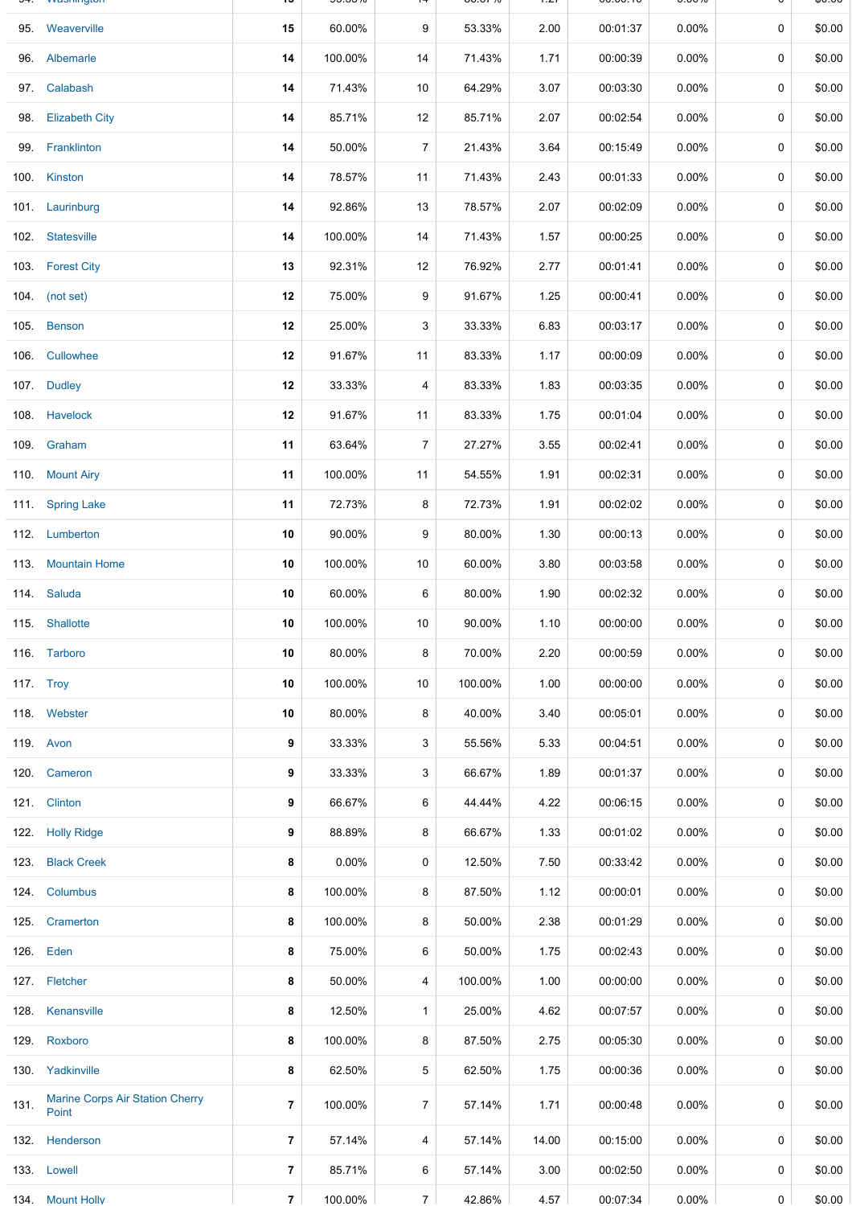| | | | | | | | | | | |
|---|---|---|---|---|---|---|---|---|---|---|
| 95. | Weaverville | **15** | 60.00% | 9 | 53.33% | 2.00 | 00:01:37 | 0.00% | 0 | $0.00 |
| 96. | Albemarle | **14** | 100.00% | 14 | 71.43% | 1.71 | 00:00:39 | 0.00% | 0 | $0.00 |
| 97. | Calabash | **14** | 71.43% | 10 | 64.29% | 3.07 | 00:03:30 | 0.00% | 0 | $0.00 |
| 98. | Elizabeth City | **14** | 85.71% | 12 | 85.71% | 2.07 | 00:02:54 | 0.00% | 0 | $0.00 |
| 99. | Franklinton | **14** | 50.00% | 7 | 21.43% | 3.64 | 00:15:49 | 0.00% | 0 | $0.00 |
| 100. | Kinston | **14** | 78.57% | 11 | 71.43% | 2.43 | 00:01:33 | 0.00% | 0 | $0.00 |
| 101. | Laurinburg | **14** | 92.86% | 13 | 78.57% | 2.07 | 00:02:09 | 0.00% | 0 | $0.00 |
| 102. | Statesville | **14** | 100.00% | 14 | 71.43% | 1.57 | 00:00:25 | 0.00% | 0 | $0.00 |
| 103. | Forest City | **13** | 92.31% | 12 | 76.92% | 2.77 | 00:01:41 | 0.00% | 0 | $0.00 |
| 104. | (not set) | **12** | 75.00% | 9 | 91.67% | 1.25 | 00:00:41 | 0.00% | 0 | $0.00 |
| 105. | Benson | **12** | 25.00% | 3 | 33.33% | 6.83 | 00:03:17 | 0.00% | 0 | $0.00 |
| 106. | Cullowhee | **12** | 91.67% | 11 | 83.33% | 1.17 | 00:00:09 | 0.00% | 0 | $0.00 |
| 107. | Dudley | **12** | 33.33% | 4 | 83.33% | 1.83 | 00:03:35 | 0.00% | 0 | $0.00 |
| 108. | Havelock | **12** | 91.67% | 11 | 83.33% | 1.75 | 00:01:04 | 0.00% | 0 | $0.00 |
| 109. | Graham | **11** | 63.64% | 7 | 27.27% | 3.55 | 00:02:41 | 0.00% | 0 | $0.00 |
| 110. | Mount Airy | **11** | 100.00% | 11 | 54.55% | 1.91 | 00:02:31 | 0.00% | 0 | $0.00 |
| 111. | Spring Lake | **11** | 72.73% | 8 | 72.73% | 1.91 | 00:02:02 | 0.00% | 0 | $0.00 |
| 112. | Lumberton | **10** | 90.00% | 9 | 80.00% | 1.30 | 00:00:13 | 0.00% | 0 | $0.00 |
| 113. | Mountain Home | **10** | 100.00% | 10 | 60.00% | 3.80 | 00:03:58 | 0.00% | 0 | $0.00 |
| 114. | Saluda | **10** | 60.00% | 6 | 80.00% | 1.90 | 00:02:32 | 0.00% | 0 | $0.00 |
| 115. | Shallotte | **10** | 100.00% | 10 | 90.00% | 1.10 | 00:00:00 | 0.00% | 0 | $0.00 |
| 116. | Tarboro | **10** | 80.00% | 8 | 70.00% | 2.20 | 00:00:59 | 0.00% | 0 | $0.00 |
| 117. | Troy | **10** | 100.00% | 10 | 100.00% | 1.00 | 00:00:00 | 0.00% | 0 | $0.00 |
| 118. | Webster | **10** | 80.00% | 8 | 40.00% | 3.40 | 00:05:01 | 0.00% | 0 | $0.00 |
| 119. | Avon | **9** | 33.33% | 3 | 55.56% | 5.33 | 00:04:51 | 0.00% | 0 | $0.00 |
| 120. | Cameron | **9** | 33.33% | 3 | 66.67% | 1.89 | 00:01:37 | 0.00% | 0 | $0.00 |
| 121. | Clinton | **9** | 66.67% | 6 | 44.44% | 4.22 | 00:06:15 | 0.00% | 0 | $0.00 |
| 122. | Holly Ridge | **9** | 88.89% | 8 | 66.67% | 1.33 | 00:01:02 | 0.00% | 0 | $0.00 |
| 123. | Black Creek | **8** | 0.00% | 0 | 12.50% | 7.50 | 00:33:42 | 0.00% | 0 | $0.00 |
| 124. | Columbus | **8** | 100.00% | 8 | 87.50% | 1.12 | 00:00:01 | 0.00% | 0 | $0.00 |
| 125. | Cramerton | **8** | 100.00% | 8 | 50.00% | 2.38 | 00:01:29 | 0.00% | 0 | $0.00 |
| 126. | Eden | **8** | 75.00% | 6 | 50.00% | 1.75 | 00:02:43 | 0.00% | 0 | $0.00 |
| 127. | Fletcher | **8** | 50.00% | 4 | 100.00% | 1.00 | 00:00:00 | 0.00% | 0 | $0.00 |
| 128. | Kenansville | **8** | 12.50% | 1 | 25.00% | 4.62 | 00:07:57 | 0.00% | 0 | $0.00 |
| 129. | Roxboro | **8** | 100.00% | 8 | 87.50% | 2.75 | 00:05:30 | 0.00% | 0 | $0.00 |
| 130. | Yadkinville | **8** | 62.50% | 5 | 62.50% | 1.75 | 00:00:36 | 0.00% | 0 | $0.00 |
| 131. | Marine Corps Air Station Cherry Point | **7** | 100.00% | 7 | 57.14% | 1.71 | 00:00:48 | 0.00% | 0 | $0.00 |
| 132. | Henderson | **7** | 57.14% | 4 | 57.14% | 14.00 | 00:15:00 | 0.00% | 0 | $0.00 |
| 133. | Lowell | **7** | 85.71% | 6 | 57.14% | 3.00 | 00:02:50 | 0.00% | 0 | $0.00 |
| 134. | Mount Holly | **7** | 100.00% | 7 | 42.86% | 4.57 | 00:07:34 | 0.00% | 0 | $0.00 |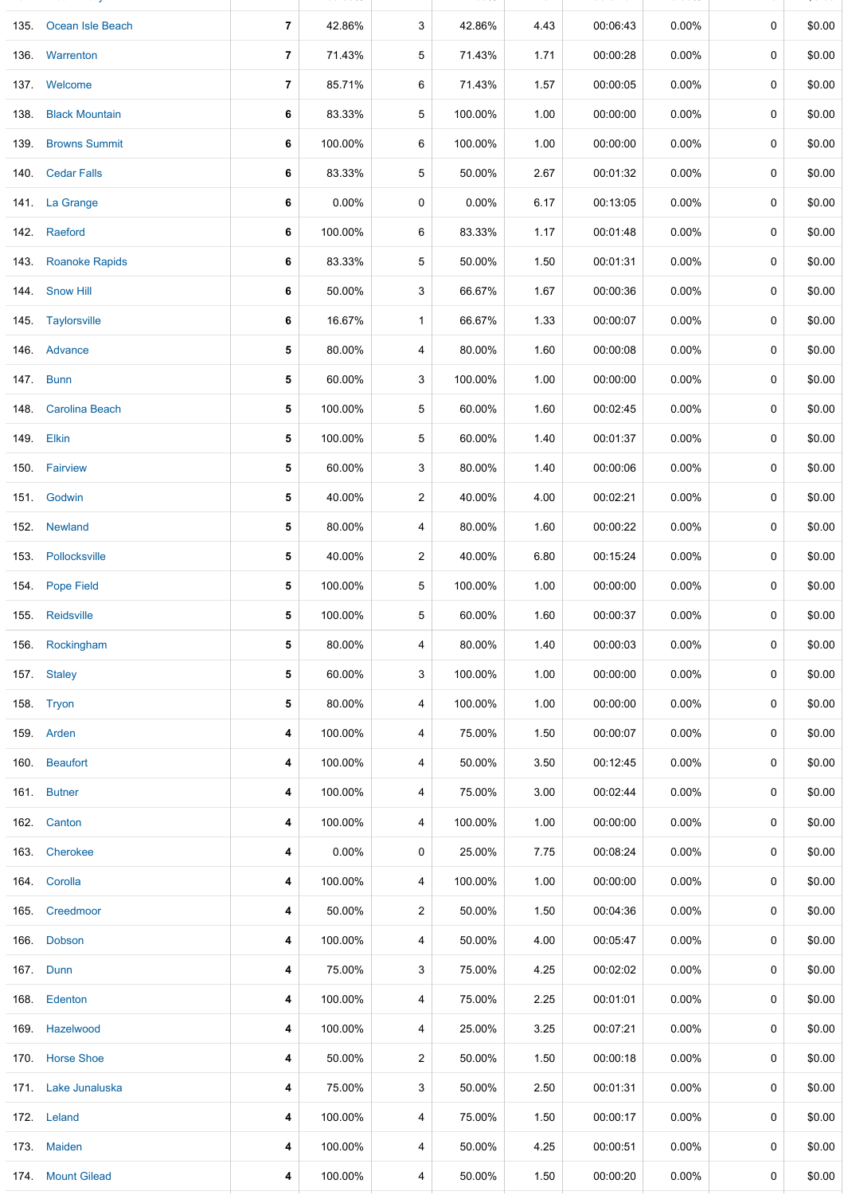| | | | | | | | | | | |
|---|---|---|---|---|---|---|---|---|---|---|
| 135. | Ocean Isle Beach | 7 | 42.86% | 3 | 42.86% | 4.43 | 00:06:43 | 0.00% | 0 | $0.00 |
| 136. | Warrenton | 7 | 71.43% | 5 | 71.43% | 1.71 | 00:00:28 | 0.00% | 0 | $0.00 |
| 137. | Welcome | 7 | 85.71% | 6 | 71.43% | 1.57 | 00:00:05 | 0.00% | 0 | $0.00 |
| 138. | Black Mountain | 6 | 83.33% | 5 | 100.00% | 1.00 | 00:00:00 | 0.00% | 0 | $0.00 |
| 139. | Browns Summit | 6 | 100.00% | 6 | 100.00% | 1.00 | 00:00:00 | 0.00% | 0 | $0.00 |
| 140. | Cedar Falls | 6 | 83.33% | 5 | 50.00% | 2.67 | 00:01:32 | 0.00% | 0 | $0.00 |
| 141. | La Grange | 6 | 0.00% | 0 | 0.00% | 6.17 | 00:13:05 | 0.00% | 0 | $0.00 |
| 142. | Raeford | 6 | 100.00% | 6 | 83.33% | 1.17 | 00:01:48 | 0.00% | 0 | $0.00 |
| 143. | Roanoke Rapids | 6 | 83.33% | 5 | 50.00% | 1.50 | 00:01:31 | 0.00% | 0 | $0.00 |
| 144. | Snow Hill | 6 | 50.00% | 3 | 66.67% | 1.67 | 00:00:36 | 0.00% | 0 | $0.00 |
| 145. | Taylorsville | 6 | 16.67% | 1 | 66.67% | 1.33 | 00:00:07 | 0.00% | 0 | $0.00 |
| 146. | Advance | 5 | 80.00% | 4 | 80.00% | 1.60 | 00:00:08 | 0.00% | 0 | $0.00 |
| 147. | Bunn | 5 | 60.00% | 3 | 100.00% | 1.00 | 00:00:00 | 0.00% | 0 | $0.00 |
| 148. | Carolina Beach | 5 | 100.00% | 5 | 60.00% | 1.60 | 00:02:45 | 0.00% | 0 | $0.00 |
| 149. | Elkin | 5 | 100.00% | 5 | 60.00% | 1.40 | 00:01:37 | 0.00% | 0 | $0.00 |
| 150. | Fairview | 5 | 60.00% | 3 | 80.00% | 1.40 | 00:00:06 | 0.00% | 0 | $0.00 |
| 151. | Godwin | 5 | 40.00% | 2 | 40.00% | 4.00 | 00:02:21 | 0.00% | 0 | $0.00 |
| 152. | Newland | 5 | 80.00% | 4 | 80.00% | 1.60 | 00:00:22 | 0.00% | 0 | $0.00 |
| 153. | Pollocksville | 5 | 40.00% | 2 | 40.00% | 6.80 | 00:15:24 | 0.00% | 0 | $0.00 |
| 154. | Pope Field | 5 | 100.00% | 5 | 100.00% | 1.00 | 00:00:00 | 0.00% | 0 | $0.00 |
| 155. | Reidsville | 5 | 100.00% | 5 | 60.00% | 1.60 | 00:00:37 | 0.00% | 0 | $0.00 |
| 156. | Rockingham | 5 | 80.00% | 4 | 80.00% | 1.40 | 00:00:03 | 0.00% | 0 | $0.00 |
| 157. | Staley | 5 | 60.00% | 3 | 100.00% | 1.00 | 00:00:00 | 0.00% | 0 | $0.00 |
| 158. | Tryon | 5 | 80.00% | 4 | 100.00% | 1.00 | 00:00:00 | 0.00% | 0 | $0.00 |
| 159. | Arden | 4 | 100.00% | 4 | 75.00% | 1.50 | 00:00:07 | 0.00% | 0 | $0.00 |
| 160. | Beaufort | 4 | 100.00% | 4 | 50.00% | 3.50 | 00:12:45 | 0.00% | 0 | $0.00 |
| 161. | Butner | 4 | 100.00% | 4 | 75.00% | 3.00 | 00:02:44 | 0.00% | 0 | $0.00 |
| 162. | Canton | 4 | 100.00% | 4 | 100.00% | 1.00 | 00:00:00 | 0.00% | 0 | $0.00 |
| 163. | Cherokee | 4 | 0.00% | 0 | 25.00% | 7.75 | 00:08:24 | 0.00% | 0 | $0.00 |
| 164. | Corolla | 4 | 100.00% | 4 | 100.00% | 1.00 | 00:00:00 | 0.00% | 0 | $0.00 |
| 165. | Creedmoor | 4 | 50.00% | 2 | 50.00% | 1.50 | 00:04:36 | 0.00% | 0 | $0.00 |
| 166. | Dobson | 4 | 100.00% | 4 | 50.00% | 4.00 | 00:05:47 | 0.00% | 0 | $0.00 |
| 167. | Dunn | 4 | 75.00% | 3 | 75.00% | 4.25 | 00:02:02 | 0.00% | 0 | $0.00 |
| 168. | Edenton | 4 | 100.00% | 4 | 75.00% | 2.25 | 00:01:01 | 0.00% | 0 | $0.00 |
| 169. | Hazelwood | 4 | 100.00% | 4 | 25.00% | 3.25 | 00:07:21 | 0.00% | 0 | $0.00 |
| 170. | Horse Shoe | 4 | 50.00% | 2 | 50.00% | 1.50 | 00:00:18 | 0.00% | 0 | $0.00 |
| 171. | Lake Junaluska | 4 | 75.00% | 3 | 50.00% | 2.50 | 00:01:31 | 0.00% | 0 | $0.00 |
| 172. | Leland | 4 | 100.00% | 4 | 75.00% | 1.50 | 00:00:17 | 0.00% | 0 | $0.00 |
| 173. | Maiden | 4 | 100.00% | 4 | 50.00% | 4.25 | 00:00:51 | 0.00% | 0 | $0.00 |
| 174. | Mount Gilead | 4 | 100.00% | 4 | 50.00% | 1.50 | 00:00:20 | 0.00% | 0 | $0.00 |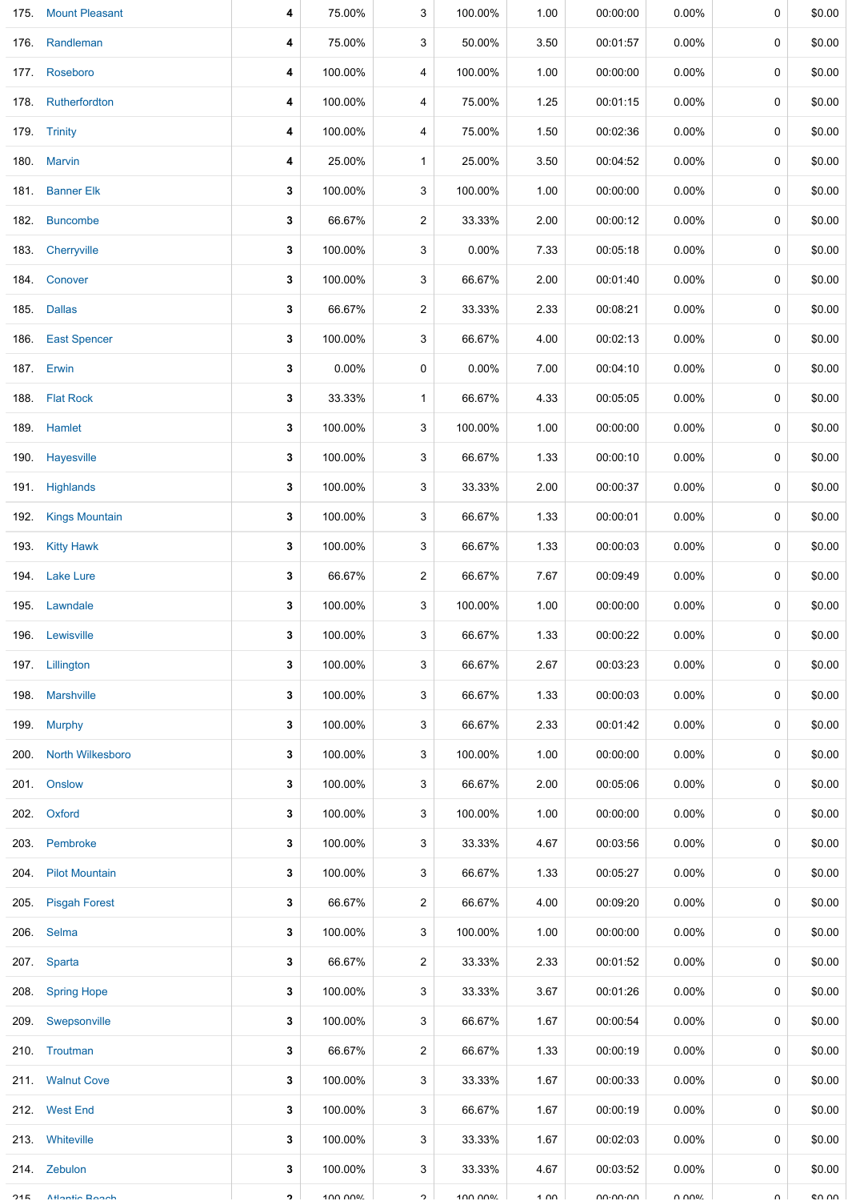| | | | | | | | | | | |
|---|---|---|---|---|---|---|---|---|---|---|
| 175. | Mount Pleasant | **4** | 75.00% | 3 | 100.00% | 1.00 | 00:00:00 | 0.00% | 0 | $0.00 |
| 176. | Randleman | **4** | 75.00% | 3 | 50.00% | 3.50 | 00:01:57 | 0.00% | 0 | $0.00 |
| 177. | Roseboro | **4** | 100.00% | 4 | 100.00% | 1.00 | 00:00:00 | 0.00% | 0 | $0.00 |
| 178. | Rutherfordton | **4** | 100.00% | 4 | 75.00% | 1.25 | 00:01:15 | 0.00% | 0 | $0.00 |
| 179. | Trinity | **4** | 100.00% | 4 | 75.00% | 1.50 | 00:02:36 | 0.00% | 0 | $0.00 |
| 180. | Marvin | **4** | 25.00% | 1 | 25.00% | 3.50 | 00:04:52 | 0.00% | 0 | $0.00 |
| 181. | Banner Elk | **3** | 100.00% | 3 | 100.00% | 1.00 | 00:00:00 | 0.00% | 0 | $0.00 |
| 182. | Buncombe | **3** | 66.67% | 2 | 33.33% | 2.00 | 00:00:12 | 0.00% | 0 | $0.00 |
| 183. | Cherryville | **3** | 100.00% | 3 | 0.00% | 7.33 | 00:05:18 | 0.00% | 0 | $0.00 |
| 184. | Conover | **3** | 100.00% | 3 | 66.67% | 2.00 | 00:01:40 | 0.00% | 0 | $0.00 |
| 185. | Dallas | **3** | 66.67% | 2 | 33.33% | 2.33 | 00:08:21 | 0.00% | 0 | $0.00 |
| 186. | East Spencer | **3** | 100.00% | 3 | 66.67% | 4.00 | 00:02:13 | 0.00% | 0 | $0.00 |
| 187. | Erwin | **3** | 0.00% | 0 | 0.00% | 7.00 | 00:04:10 | 0.00% | 0 | $0.00 |
| 188. | Flat Rock | **3** | 33.33% | 1 | 66.67% | 4.33 | 00:05:05 | 0.00% | 0 | $0.00 |
| 189. | Hamlet | **3** | 100.00% | 3 | 100.00% | 1.00 | 00:00:00 | 0.00% | 0 | $0.00 |
| 190. | Hayesville | **3** | 100.00% | 3 | 66.67% | 1.33 | 00:00:10 | 0.00% | 0 | $0.00 |
| 191. | Highlands | **3** | 100.00% | 3 | 33.33% | 2.00 | 00:00:37 | 0.00% | 0 | $0.00 |
| 192. | Kings Mountain | **3** | 100.00% | 3 | 66.67% | 1.33 | 00:00:01 | 0.00% | 0 | $0.00 |
| 193. | Kitty Hawk | **3** | 100.00% | 3 | 66.67% | 1.33 | 00:00:03 | 0.00% | 0 | $0.00 |
| 194. | Lake Lure | **3** | 66.67% | 2 | 66.67% | 7.67 | 00:09:49 | 0.00% | 0 | $0.00 |
| 195. | Lawndale | **3** | 100.00% | 3 | 100.00% | 1.00 | 00:00:00 | 0.00% | 0 | $0.00 |
| 196. | Lewisville | **3** | 100.00% | 3 | 66.67% | 1.33 | 00:00:22 | 0.00% | 0 | $0.00 |
| 197. | Lillington | **3** | 100.00% | 3 | 66.67% | 2.67 | 00:03:23 | 0.00% | 0 | $0.00 |
| 198. | Marshville | **3** | 100.00% | 3 | 66.67% | 1.33 | 00:00:03 | 0.00% | 0 | $0.00 |
| 199. | Murphy | **3** | 100.00% | 3 | 66.67% | 2.33 | 00:01:42 | 0.00% | 0 | $0.00 |
| 200. | North Wilkesboro | **3** | 100.00% | 3 | 100.00% | 1.00 | 00:00:00 | 0.00% | 0 | $0.00 |
| 201. | Onslow | **3** | 100.00% | 3 | 66.67% | 2.00 | 00:05:06 | 0.00% | 0 | $0.00 |
| 202. | Oxford | **3** | 100.00% | 3 | 100.00% | 1.00 | 00:00:00 | 0.00% | 0 | $0.00 |
| 203. | Pembroke | **3** | 100.00% | 3 | 33.33% | 4.67 | 00:03:56 | 0.00% | 0 | $0.00 |
| 204. | Pilot Mountain | **3** | 100.00% | 3 | 66.67% | 1.33 | 00:05:27 | 0.00% | 0 | $0.00 |
| 205. | Pisgah Forest | **3** | 66.67% | 2 | 66.67% | 4.00 | 00:09:20 | 0.00% | 0 | $0.00 |
| 206. | Selma | **3** | 100.00% | 3 | 100.00% | 1.00 | 00:00:00 | 0.00% | 0 | $0.00 |
| 207. | Sparta | **3** | 66.67% | 2 | 33.33% | 2.33 | 00:01:52 | 0.00% | 0 | $0.00 |
| 208. | Spring Hope | **3** | 100.00% | 3 | 33.33% | 3.67 | 00:01:26 | 0.00% | 0 | $0.00 |
| 209. | Swepsonville | **3** | 100.00% | 3 | 66.67% | 1.67 | 00:00:54 | 0.00% | 0 | $0.00 |
| 210. | Troutman | **3** | 66.67% | 2 | 66.67% | 1.33 | 00:00:19 | 0.00% | 0 | $0.00 |
| 211. | Walnut Cove | **3** | 100.00% | 3 | 33.33% | 1.67 | 00:00:33 | 0.00% | 0 | $0.00 |
| 212. | West End | **3** | 100.00% | 3 | 66.67% | 1.67 | 00:00:19 | 0.00% | 0 | $0.00 |
| 213. | Whiteville | **3** | 100.00% | 3 | 33.33% | 1.67 | 00:02:03 | 0.00% | 0 | $0.00 |
| 214. | Zebulon | **3** | 100.00% | 3 | 33.33% | 4.67 | 00:03:52 | 0.00% | 0 | $0.00 |
| 215. | Atlantic Beach | **2** | 100.00% | 2 | 100.00% | 1.00 | 00:00:00 | 0.00% | 0 | $0.00 |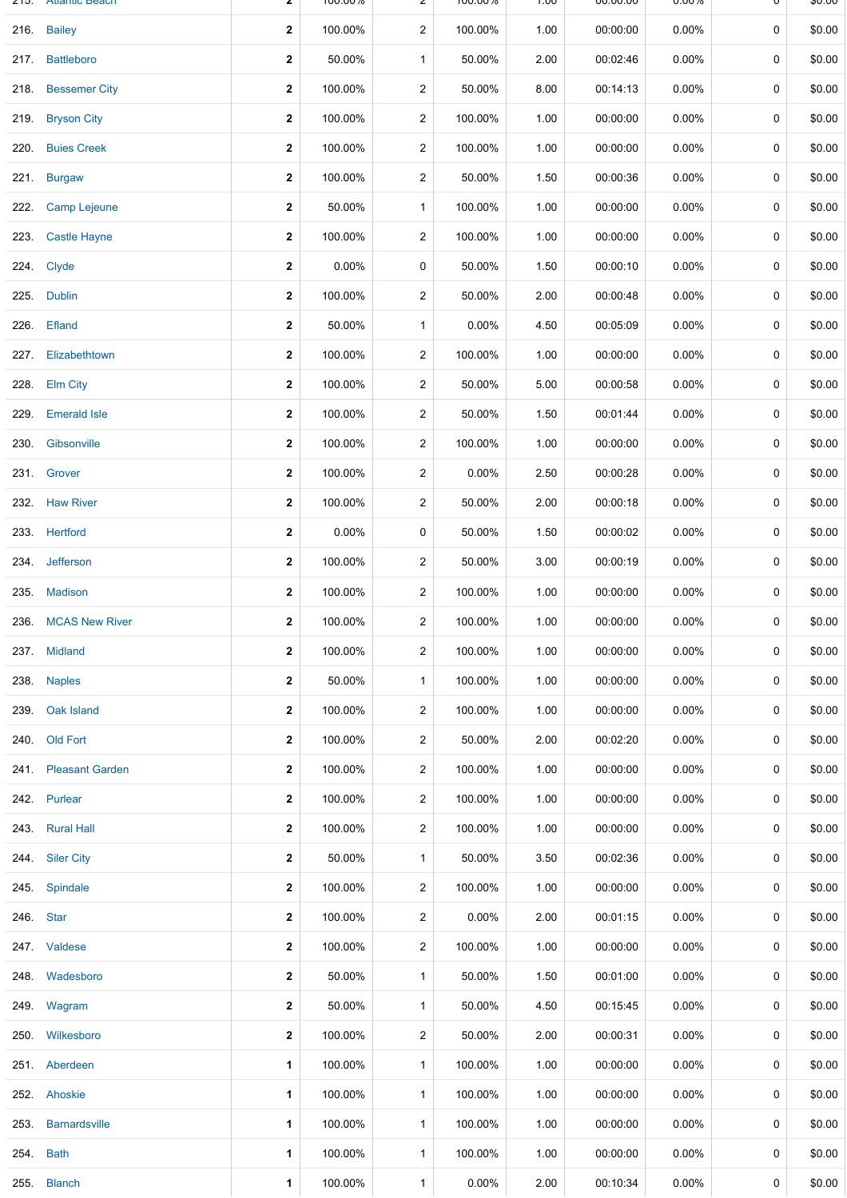| | | | | | | | | | |
|---|---|---|---|---|---|---|---|---|---|
| 216. | Bailey | 2 | 100.00% | 2 | 100.00% | 1.00 | 00:00:00 | 0.00% | 0 | $0.00 |
| 217. | Battleboro | 2 | 50.00% | 1 | 50.00% | 2.00 | 00:02:46 | 0.00% | 0 | $0.00 |
| 218. | Bessemer City | 2 | 100.00% | 2 | 50.00% | 8.00 | 00:14:13 | 0.00% | 0 | $0.00 |
| 219. | Bryson City | 2 | 100.00% | 2 | 100.00% | 1.00 | 00:00:00 | 0.00% | 0 | $0.00 |
| 220. | Buies Creek | 2 | 100.00% | 2 | 100.00% | 1.00 | 00:00:00 | 0.00% | 0 | $0.00 |
| 221. | Burgaw | 2 | 100.00% | 2 | 50.00% | 1.50 | 00:00:36 | 0.00% | 0 | $0.00 |
| 222. | Camp Lejeune | 2 | 50.00% | 1 | 100.00% | 1.00 | 00:00:00 | 0.00% | 0 | $0.00 |
| 223. | Castle Hayne | 2 | 100.00% | 2 | 100.00% | 1.00 | 00:00:00 | 0.00% | 0 | $0.00 |
| 224. | Clyde | 2 | 0.00% | 0 | 50.00% | 1.50 | 00:00:10 | 0.00% | 0 | $0.00 |
| 225. | Dublin | 2 | 100.00% | 2 | 50.00% | 2.00 | 00:00:48 | 0.00% | 0 | $0.00 |
| 226. | Efland | 2 | 50.00% | 1 | 0.00% | 4.50 | 00:05:09 | 0.00% | 0 | $0.00 |
| 227. | Elizabethtown | 2 | 100.00% | 2 | 100.00% | 1.00 | 00:00:00 | 0.00% | 0 | $0.00 |
| 228. | Elm City | 2 | 100.00% | 2 | 50.00% | 5.00 | 00:00:58 | 0.00% | 0 | $0.00 |
| 229. | Emerald Isle | 2 | 100.00% | 2 | 50.00% | 1.50 | 00:01:44 | 0.00% | 0 | $0.00 |
| 230. | Gibsonville | 2 | 100.00% | 2 | 100.00% | 1.00 | 00:00:00 | 0.00% | 0 | $0.00 |
| 231. | Grover | 2 | 100.00% | 2 | 0.00% | 2.50 | 00:00:28 | 0.00% | 0 | $0.00 |
| 232. | Haw River | 2 | 100.00% | 2 | 50.00% | 2.00 | 00:00:18 | 0.00% | 0 | $0.00 |
| 233. | Hertford | 2 | 0.00% | 0 | 50.00% | 1.50 | 00:00:02 | 0.00% | 0 | $0.00 |
| 234. | Jefferson | 2 | 100.00% | 2 | 50.00% | 3.00 | 00:00:19 | 0.00% | 0 | $0.00 |
| 235. | Madison | 2 | 100.00% | 2 | 100.00% | 1.00 | 00:00:00 | 0.00% | 0 | $0.00 |
| 236. | MCAS New River | 2 | 100.00% | 2 | 100.00% | 1.00 | 00:00:00 | 0.00% | 0 | $0.00 |
| 237. | Midland | 2 | 100.00% | 2 | 100.00% | 1.00 | 00:00:00 | 0.00% | 0 | $0.00 |
| 238. | Naples | 2 | 50.00% | 1 | 100.00% | 1.00 | 00:00:00 | 0.00% | 0 | $0.00 |
| 239. | Oak Island | 2 | 100.00% | 2 | 100.00% | 1.00 | 00:00:00 | 0.00% | 0 | $0.00 |
| 240. | Old Fort | 2 | 100.00% | 2 | 50.00% | 2.00 | 00:02:20 | 0.00% | 0 | $0.00 |
| 241. | Pleasant Garden | 2 | 100.00% | 2 | 100.00% | 1.00 | 00:00:00 | 0.00% | 0 | $0.00 |
| 242. | Purlear | 2 | 100.00% | 2 | 100.00% | 1.00 | 00:00:00 | 0.00% | 0 | $0.00 |
| 243. | Rural Hall | 2 | 100.00% | 2 | 100.00% | 1.00 | 00:00:00 | 0.00% | 0 | $0.00 |
| 244. | Siler City | 2 | 50.00% | 1 | 50.00% | 3.50 | 00:02:36 | 0.00% | 0 | $0.00 |
| 245. | Spindale | 2 | 100.00% | 2 | 100.00% | 1.00 | 00:00:00 | 0.00% | 0 | $0.00 |
| 246. | Star | 2 | 100.00% | 2 | 0.00% | 2.00 | 00:01:15 | 0.00% | 0 | $0.00 |
| 247. | Valdese | 2 | 100.00% | 2 | 100.00% | 1.00 | 00:00:00 | 0.00% | 0 | $0.00 |
| 248. | Wadesboro | 2 | 50.00% | 1 | 50.00% | 1.50 | 00:01:00 | 0.00% | 0 | $0.00 |
| 249. | Wagram | 2 | 50.00% | 1 | 50.00% | 4.50 | 00:15:45 | 0.00% | 0 | $0.00 |
| 250. | Wilkesboro | 2 | 100.00% | 2 | 50.00% | 2.00 | 00:00:31 | 0.00% | 0 | $0.00 |
| 251. | Aberdeen | 1 | 100.00% | 1 | 100.00% | 1.00 | 00:00:00 | 0.00% | 0 | $0.00 |
| 252. | Ahoskie | 1 | 100.00% | 1 | 100.00% | 1.00 | 00:00:00 | 0.00% | 0 | $0.00 |
| 253. | Barnardsville | 1 | 100.00% | 1 | 100.00% | 1.00 | 00:00:00 | 0.00% | 0 | $0.00 |
| 254. | Bath | 1 | 100.00% | 1 | 100.00% | 1.00 | 00:00:00 | 0.00% | 0 | $0.00 |
| 255. | Blanch | 1 | 100.00% | 1 | 0.00% | 2.00 | 00:10:34 | 0.00% | 0 | $0.00 |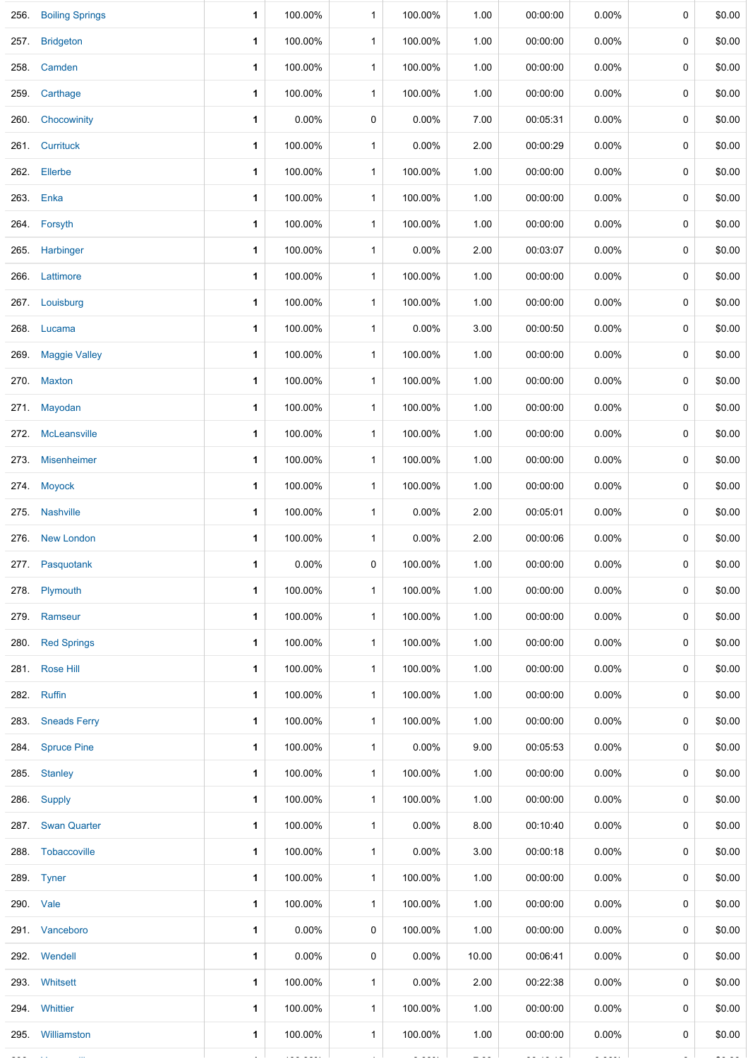| | | | | | | | | | | |
|---|---|---|---|---|---|---|---|---|---|---|
| 256. | Boiling Springs | 1 | 100.00% | 1 | 100.00% | 1.00 | 00:00:00 | 0.00% | 0 | $0.00 |
| 257. | Bridgeton | 1 | 100.00% | 1 | 100.00% | 1.00 | 00:00:00 | 0.00% | 0 | $0.00 |
| 258. | Camden | 1 | 100.00% | 1 | 100.00% | 1.00 | 00:00:00 | 0.00% | 0 | $0.00 |
| 259. | Carthage | 1 | 100.00% | 1 | 100.00% | 1.00 | 00:00:00 | 0.00% | 0 | $0.00 |
| 260. | Chocowinity | 1 | 0.00% | 0 | 0.00% | 7.00 | 00:05:31 | 0.00% | 0 | $0.00 |
| 261. | Currituck | 1 | 100.00% | 1 | 0.00% | 2.00 | 00:00:29 | 0.00% | 0 | $0.00 |
| 262. | Ellerbe | 1 | 100.00% | 1 | 100.00% | 1.00 | 00:00:00 | 0.00% | 0 | $0.00 |
| 263. | Enka | 1 | 100.00% | 1 | 100.00% | 1.00 | 00:00:00 | 0.00% | 0 | $0.00 |
| 264. | Forsyth | 1 | 100.00% | 1 | 100.00% | 1.00 | 00:00:00 | 0.00% | 0 | $0.00 |
| 265. | Harbinger | 1 | 100.00% | 1 | 0.00% | 2.00 | 00:03:07 | 0.00% | 0 | $0.00 |
| 266. | Lattimore | 1 | 100.00% | 1 | 100.00% | 1.00 | 00:00:00 | 0.00% | 0 | $0.00 |
| 267. | Louisburg | 1 | 100.00% | 1 | 100.00% | 1.00 | 00:00:00 | 0.00% | 0 | $0.00 |
| 268. | Lucama | 1 | 100.00% | 1 | 0.00% | 3.00 | 00:00:50 | 0.00% | 0 | $0.00 |
| 269. | Maggie Valley | 1 | 100.00% | 1 | 100.00% | 1.00 | 00:00:00 | 0.00% | 0 | $0.00 |
| 270. | Maxton | 1 | 100.00% | 1 | 100.00% | 1.00 | 00:00:00 | 0.00% | 0 | $0.00 |
| 271. | Mayodan | 1 | 100.00% | 1 | 100.00% | 1.00 | 00:00:00 | 0.00% | 0 | $0.00 |
| 272. | McLeansville | 1 | 100.00% | 1 | 100.00% | 1.00 | 00:00:00 | 0.00% | 0 | $0.00 |
| 273. | Misenheimer | 1 | 100.00% | 1 | 100.00% | 1.00 | 00:00:00 | 0.00% | 0 | $0.00 |
| 274. | Moyock | 1 | 100.00% | 1 | 100.00% | 1.00 | 00:00:00 | 0.00% | 0 | $0.00 |
| 275. | Nashville | 1 | 100.00% | 1 | 0.00% | 2.00 | 00:05:01 | 0.00% | 0 | $0.00 |
| 276. | New London | 1 | 100.00% | 1 | 0.00% | 2.00 | 00:00:06 | 0.00% | 0 | $0.00 |
| 277. | Pasquotank | 1 | 0.00% | 0 | 100.00% | 1.00 | 00:00:00 | 0.00% | 0 | $0.00 |
| 278. | Plymouth | 1 | 100.00% | 1 | 100.00% | 1.00 | 00:00:00 | 0.00% | 0 | $0.00 |
| 279. | Ramseur | 1 | 100.00% | 1 | 100.00% | 1.00 | 00:00:00 | 0.00% | 0 | $0.00 |
| 280. | Red Springs | 1 | 100.00% | 1 | 100.00% | 1.00 | 00:00:00 | 0.00% | 0 | $0.00 |
| 281. | Rose Hill | 1 | 100.00% | 1 | 100.00% | 1.00 | 00:00:00 | 0.00% | 0 | $0.00 |
| 282. | Ruffin | 1 | 100.00% | 1 | 100.00% | 1.00 | 00:00:00 | 0.00% | 0 | $0.00 |
| 283. | Sneads Ferry | 1 | 100.00% | 1 | 100.00% | 1.00 | 00:00:00 | 0.00% | 0 | $0.00 |
| 284. | Spruce Pine | 1 | 100.00% | 1 | 0.00% | 9.00 | 00:05:53 | 0.00% | 0 | $0.00 |
| 285. | Stanley | 1 | 100.00% | 1 | 100.00% | 1.00 | 00:00:00 | 0.00% | 0 | $0.00 |
| 286. | Supply | 1 | 100.00% | 1 | 100.00% | 1.00 | 00:00:00 | 0.00% | 0 | $0.00 |
| 287. | Swan Quarter | 1 | 100.00% | 1 | 0.00% | 8.00 | 00:10:40 | 0.00% | 0 | $0.00 |
| 288. | Tobaccoville | 1 | 100.00% | 1 | 0.00% | 3.00 | 00:00:18 | 0.00% | 0 | $0.00 |
| 289. | Tyner | 1 | 100.00% | 1 | 100.00% | 1.00 | 00:00:00 | 0.00% | 0 | $0.00 |
| 290. | Vale | 1 | 100.00% | 1 | 100.00% | 1.00 | 00:00:00 | 0.00% | 0 | $0.00 |
| 291. | Vanceboro | 1 | 0.00% | 0 | 100.00% | 1.00 | 00:00:00 | 0.00% | 0 | $0.00 |
| 292. | Wendell | 1 | 0.00% | 0 | 0.00% | 10.00 | 00:06:41 | 0.00% | 0 | $0.00 |
| 293. | Whitsett | 1 | 100.00% | 1 | 0.00% | 2.00 | 00:22:38 | 0.00% | 0 | $0.00 |
| 294. | Whittier | 1 | 100.00% | 1 | 100.00% | 1.00 | 00:00:00 | 0.00% | 0 | $0.00 |
| 295. | Williamston | 1 | 100.00% | 1 | 100.00% | 1.00 | 00:00:00 | 0.00% | 0 | $0.00 |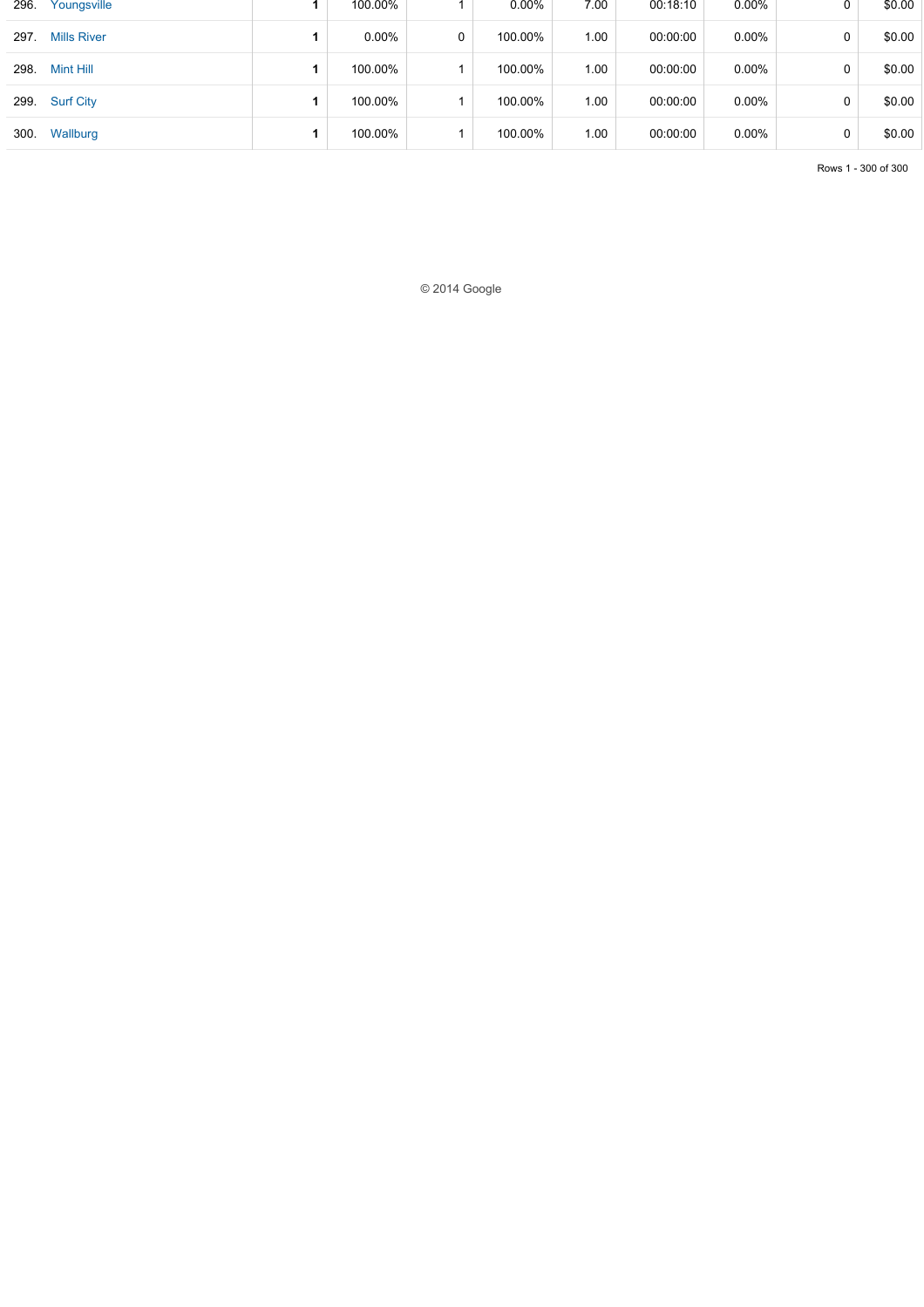| | | | | | | | | | | |
|---|---|---|---|---|---|---|---|---|---|---|
| 296. | Youngsville | 1 | 100.00% | 1 | 0.00% | 7.00 | 00:18:10 | 0.00% | 0 | $0.00 |
| 297. | Mills River | 1 | 0.00% | 0 | 100.00% | 1.00 | 00:00:00 | 0.00% | 0 | $0.00 |
| 298. | Mint Hill | 1 | 100.00% | 1 | 100.00% | 1.00 | 00:00:00 | 0.00% | 0 | $0.00 |
| 299. | Surf City | 1 | 100.00% | 1 | 100.00% | 1.00 | 00:00:00 | 0.00% | 0 | $0.00 |
| 300. | Wallburg | 1 | 100.00% | 1 | 100.00% | 1.00 | 00:00:00 | 0.00% | 0 | $0.00 |

Rows 1 - 300 of 300

© 2014 Google